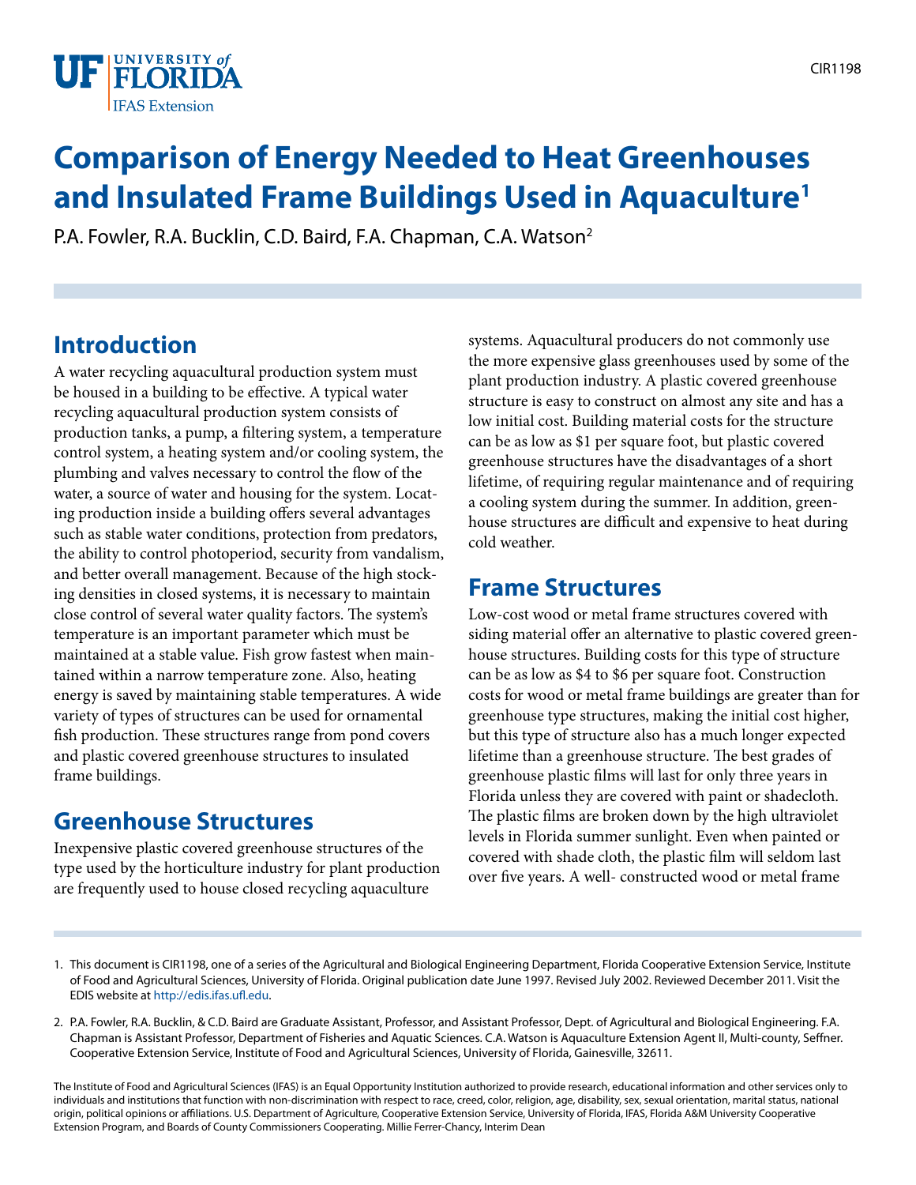# Comparison of Energy Needed to Heat Greenhouses and Insulated Frame Buildings Used in Aquaculture[1]

P.A. Fowler, R.A. Bucklin, C.D. Baird, F.A. Chapman, C.A. Watson[2]

## Introduction

A water recycling aquacultural production system must be housed in a building to be effective. A typical water recycling aquacultural production system consists of production tanks, a pump, a filtering system, a temperature control system, a heating system and/or cooling system, the plumbing and valves necessary to control the flow of the water, a source of water and housing for the system. Locating production inside a building offers several advantages such as stable water conditions, protection from predators, the ability to control photoperiod, security from vandalism, and better overall management. Because of the high stocking densities in closed systems, it is necessary to maintain close control of several water quality factors. The system's temperature is an important parameter which must be maintained at a stable value. Fish grow fastest when maintained within a narrow temperature zone. Also, heating energy is saved by maintaining stable temperatures. A wide variety of types of structures can be used for ornamental fish production. These structures range from pond covers and plastic covered greenhouse structures to insulated frame buildings.

## Greenhouse Structures

Inexpensive plastic covered greenhouse structures of the type used by the horticulture industry for plant production are frequently used to house closed recycling aquaculture systems. Aquacultural producers do not commonly use the more expensive glass greenhouses used by some of the plant production industry. A plastic covered greenhouse structure is easy to construct on almost any site and has a low initial cost. Building material costs for the structure can be as low as $1 per square foot, but plastic covered greenhouse structures have the disadvantages of a short lifetime, of requiring regular maintenance and of requiring a cooling system during the summer. In addition, greenhouse structures are difficult and expensive to heat during cold weather.

## Frame Structures

Low-cost wood or metal frame structures covered with siding material offer an alternative to plastic covered greenhouse structures. Building costs for this type of structure can be as low as $4 to $6 per square foot. Construction costs for wood or metal frame buildings are greater than for greenhouse type structures, making the initial cost higher, but this type of structure also has a much longer expected lifetime than a greenhouse structure. The best grades of greenhouse plastic films will last for only three years in Florida unless they are covered with paint or shadecloth. The plastic films are broken down by the high ultraviolet levels in Florida summer sunlight. Even when painted or covered with shade cloth, the plastic film will seldom last over five years. A well- constructed wood or metal frame

---

1. This document is CIR1198, one of a series of the Agricultural and Biological Engineering Department, Florida Cooperative Extension Service, Institute of Food and Agricultural Sciences, University of Florida. Original publication date June 1997. Revised July 2002. Reviewed December 2011. Visit the EDIS website at http://edis.ifas.ufl.edu.

2. P.A. Fowler, R.A. Bucklin, & C.D. Baird are Graduate Assistant, Professor, and Assistant Professor, Dept. of Agricultural and Biological Engineering. F.A. Chapman is Assistant Professor, Department of Fisheries and Aquatic Sciences. C.A. Watson is Aquaculture Extension Agent II, Multi-county, Seffner. Cooperative Extension Service, Institute of Food and Agricultural Sciences, University of Florida, Gainesville, 32611.

The Institute of Food and Agricultural Sciences (IFAS) is an Equal Opportunity Institution authorized to provide research, educational information and other services only to individuals and institutions that function with non-discrimination with respect to race, creed, color, religion, age, disability, sex, sexual orientation, marital status, national origin, political opinions or affiliations. U.S. Department of Agriculture, Cooperative Extension Service, University of Florida, IFAS, Florida A&M University Cooperative Extension Program, and Boards of County Commissioners Cooperating. Millie Ferrer-Chancy, Interim Dean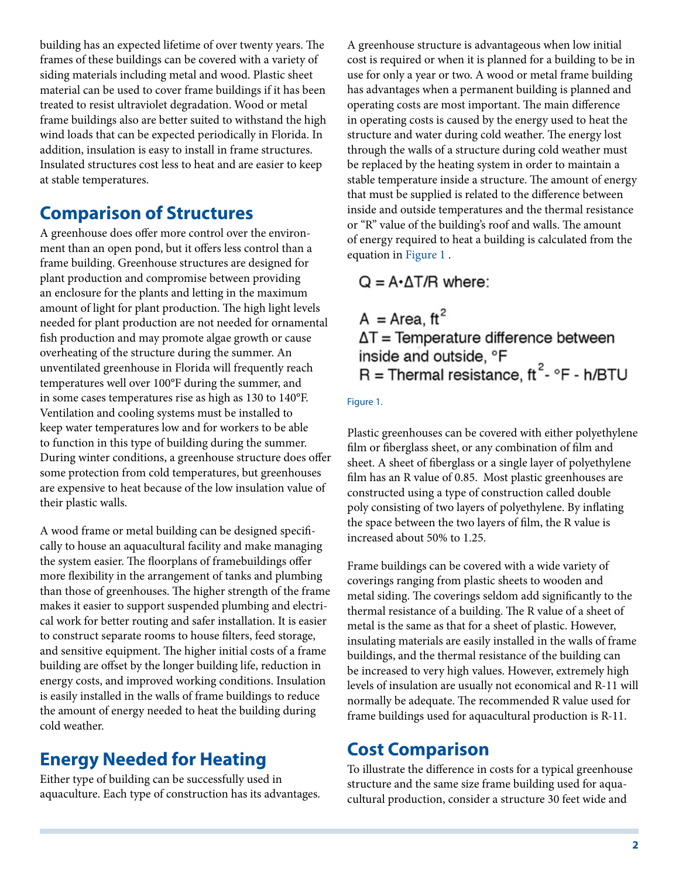building has an expected lifetime of over twenty years. The frames of these buildings can be covered with a variety of siding materials including metal and wood. Plastic sheet material can be used to cover frame buildings if it has been treated to resist ultraviolet degradation. Wood or metal frame buildings also are better suited to withstand the high wind loads that can be expected periodically in Florida. In addition, insulation is easy to install in frame structures. Insulated structures cost less to heat and are easier to keep at stable temperatures.

## Comparison of Structures

A greenhouse does offer more control over the environment than an open pond, but it offers less control than a frame building. Greenhouse structures are designed for plant production and compromise between providing an enclosure for the plants and letting in the maximum amount of light for plant production. The high light levels needed for plant production are not needed for ornamental fish production and may promote algae growth or cause overheating of the structure during the summer. An unventilated greenhouse in Florida will frequently reach temperatures well over 100°F during the summer, and in some cases temperatures rise as high as 130 to 140°F. Ventilation and cooling systems must be installed to keep water temperatures low and for workers to be able to function in this type of building during the summer. During winter conditions, a greenhouse structure does offer some protection from cold temperatures, but greenhouses are expensive to heat because of the low insulation value of their plastic walls.

A wood frame or metal building can be designed specifically to house an aquacultural facility and make managing the system easier. The floorplans of framebuildings offer more flexibility in the arrangement of tanks and plumbing than those of greenhouses. The higher strength of the frame makes it easier to support suspended plumbing and electrical work for better routing and safer installation. It is easier to construct separate rooms to house filters, feed storage, and sensitive equipment. The higher initial costs of a frame building are offset by the longer building life, reduction in energy costs, and improved working conditions. Insulation is easily installed in the walls of frame buildings to reduce the amount of energy needed to heat the building during cold weather.

## Energy Needed for Heating

Either type of building can be successfully used in aquaculture. Each type of construction has its advantages. A greenhouse structure is advantageous when low initial cost is required or when it is planned for a building to be in use for only a year or two. A wood or metal frame building has advantages when a permanent building is planned and operating costs are most important. The main difference in operating costs is caused by the energy used to heat the structure and water during cold weather. The energy lost through the walls of a structure during cold weather must be replaced by the heating system in order to maintain a stable temperature inside a structure. The amount of energy that must be supplied is related to the difference between inside and outside temperatures and the thermal resistance or "R" value of the building's roof and walls. The amount of energy required to heat a building is calculated from the equation in Figure 1 .

$$Q = A \cdot \Delta T / R \text{ where:}$$

$A$ = Area, $ft^2$
$\Delta T$ = Temperature difference between inside and outside, °F
$R$ = Thermal resistance, $ft^2$ - °F - h/BTU

Figure 1.

Plastic greenhouses can be covered with either polyethylene film or fiberglass sheet, or any combination of film and sheet. A sheet of fiberglass or a single layer of polyethylene film has an R value of 0.85. Most plastic greenhouses are constructed using a type of construction called double poly consisting of two layers of polyethylene. By inflating the space between the two layers of film, the R value is increased about 50% to 1.25.

Frame buildings can be covered with a wide variety of coverings ranging from plastic sheets to wooden and metal siding. The coverings seldom add significantly to the thermal resistance of a building. The R value of a sheet of metal is the same as that for a sheet of plastic. However, insulating materials are easily installed in the walls of frame buildings, and the thermal resistance of the building can be increased to very high values. However, extremely high levels of insulation are usually not economical and R-11 will normally be adequate. The recommended R value used for frame buildings used for aquacultural production is R-11.

## Cost Comparison

To illustrate the difference in costs for a typical greenhouse structure and the same size frame building used for aquacultural production, consider a structure 30 feet wide and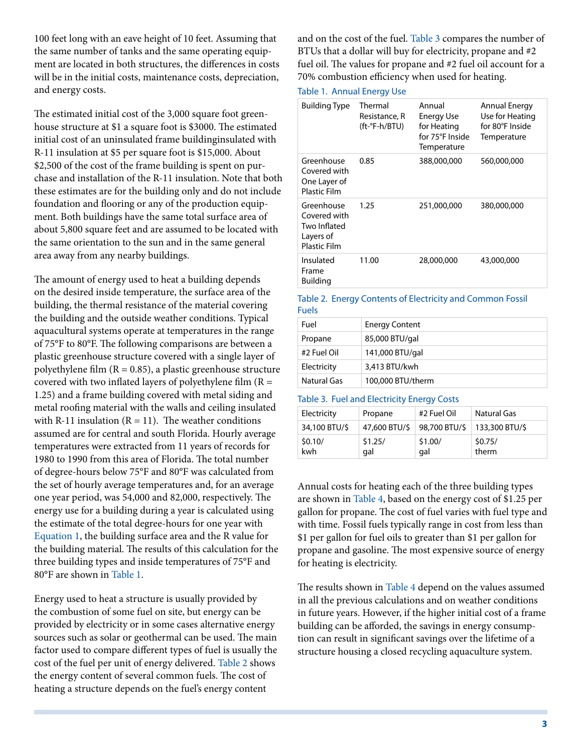100 feet long with an eave height of 10 feet. Assuming that the same number of tanks and the same operating equipment are located in both structures, the differences in costs will be in the initial costs, maintenance costs, depreciation, and energy costs.

The estimated initial cost of the 3,000 square foot greenhouse structure at $1 a square foot is $3000. The estimated initial cost of an uninsulated frame buildinginsulated with R-11 insulation at $5 per square foot is $15,000. About $2,500 of the cost of the frame building is spent on purchase and installation of the R-11 insulation. Note that both these estimates are for the building only and do not include foundation and flooring or any of the production equipment. Both buildings have the same total surface area of about 5,800 square feet and are assumed to be located with the same orientation to the sun and in the same general area away from any nearby buildings.

The amount of energy used to heat a building depends on the desired inside temperature, the surface area of the building, the thermal resistance of the material covering the building and the outside weather conditions. Typical aquacultural systems operate at temperatures in the range of 75°F to 80°F. The following comparisons are between a plastic greenhouse structure covered with a single layer of polyethylene film (R = 0.85), a plastic greenhouse structure covered with two inflated layers of polyethylene film (R = 1.25) and a frame building covered with metal siding and metal roofing material with the walls and ceiling insulated with R-11 insulation (R = 11). The weather conditions assumed are for central and south Florida. Hourly average temperatures were extracted from 11 years of records for 1980 to 1990 from this area of Florida. The total number of degree-hours below 75°F and 80°F was calculated from the set of hourly average temperatures and, for an average one year period, was 54,000 and 82,000, respectively. The energy use for a building during a year is calculated using the estimate of the total degree-hours for one year with Equation 1, the building surface area and the R value for the building material. The results of this calculation for the three building types and inside temperatures of 75°F and 80°F are shown in Table 1.

Energy used to heat a structure is usually provided by the combustion of some fuel on site, but energy can be provided by electricity or in some cases alternative energy sources such as solar or geothermal can be used. The main factor used to compare different types of fuel is usually the cost of the fuel per unit of energy delivered. Table 2 shows the energy content of several common fuels. The cost of heating a structure depends on the fuel's energy content and on the cost of the fuel. Table 3 compares the number of BTUs that a dollar will buy for electricity, propane and #2 fuel oil. The values for propane and #2 fuel oil account for a 70% combustion efficiency when used for heating.

Table 1. Annual Energy Use

| Building Type | Thermal Resistance, R (ft-°F-h/BTU) | Annual Energy Use for Heating for 75°F Inside Temperature | Annual Energy Use for Heating for 80°F Inside Temperature |
|---|---|---|---|
| Greenhouse Covered with One Layer of Plastic Film | 0.85 | 388,000,000 | 560,000,000 |
| Greenhouse Covered with Two Inflated Layers of Plastic Film | 1.25 | 251,000,000 | 380,000,000 |
| Insulated Frame Building | 11.00 | 28,000,000 | 43,000,000 |

Table 2. Energy Contents of Electricity and Common Fossil Fuels

| Fuel | Energy Content |
|---|---|
| Propane | 85,000 BTU/gal |
| #2 Fuel Oil | 141,000 BTU/gal |
| Electricity | 3,413 BTU/kwh |
| Natural Gas | 100,000 BTU/therm |

Table 3. Fuel and Electricity Energy Costs

| Electricity | Propane | #2 Fuel Oil | Natural Gas |
|---|---|---|---|
| 34,100 BTU/$ | 47,600 BTU/$ | 98,700 BTU/$ | 133,300 BTU/$ |
| $0.10/ kwh | $1.25/ gal | $1.00/ gal | $0.75/ therm |

Annual costs for heating each of the three building types are shown in Table 4, based on the energy cost of $1.25 per gallon for propane. The cost of fuel varies with fuel type and with time. Fossil fuels typically range in cost from less than $1 per gallon for fuel oils to greater than $1 per gallon for propane and gasoline. The most expensive source of energy for heating is electricity.

The results shown in Table 4 depend on the values assumed in all the previous calculations and on weather conditions in future years. However, if the higher initial cost of a frame building can be afforded, the savings in energy consumption can result in significant savings over the lifetime of a structure housing a closed recycling aquaculture system.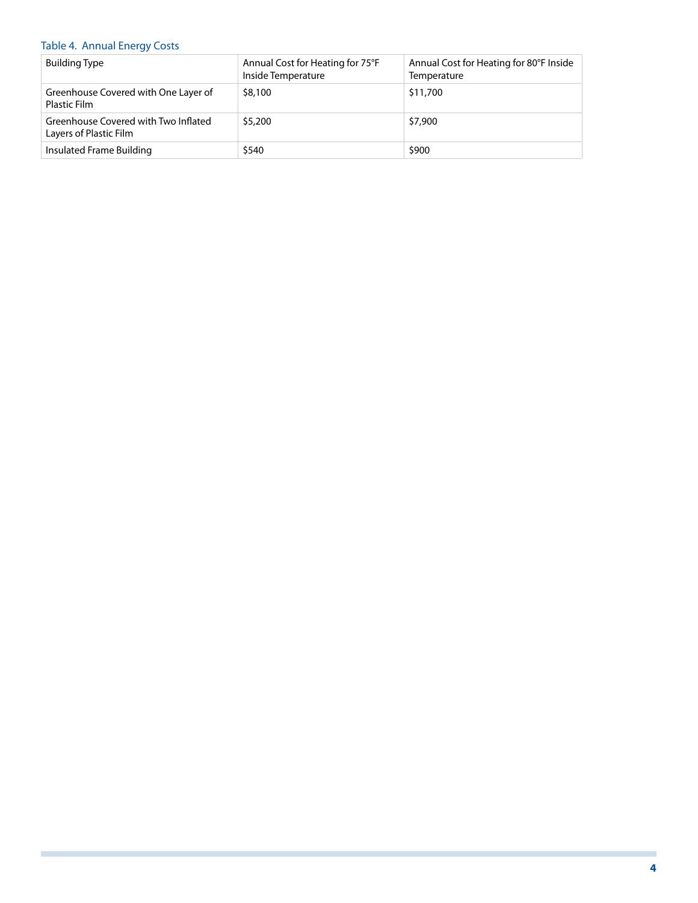Table 4. Annual Energy Costs

| Building Type | Annual Cost for Heating for 75°F Inside Temperature | Annual Cost for Heating for 80°F Inside Temperature |
|---|---|---|
| Greenhouse Covered with One Layer of Plastic Film | $8,100 | $11,700 |
| Greenhouse Covered with Two Inflated Layers of Plastic Film | $5,200 | $7,900 |
| Insulated Frame Building | $540 | $900 |